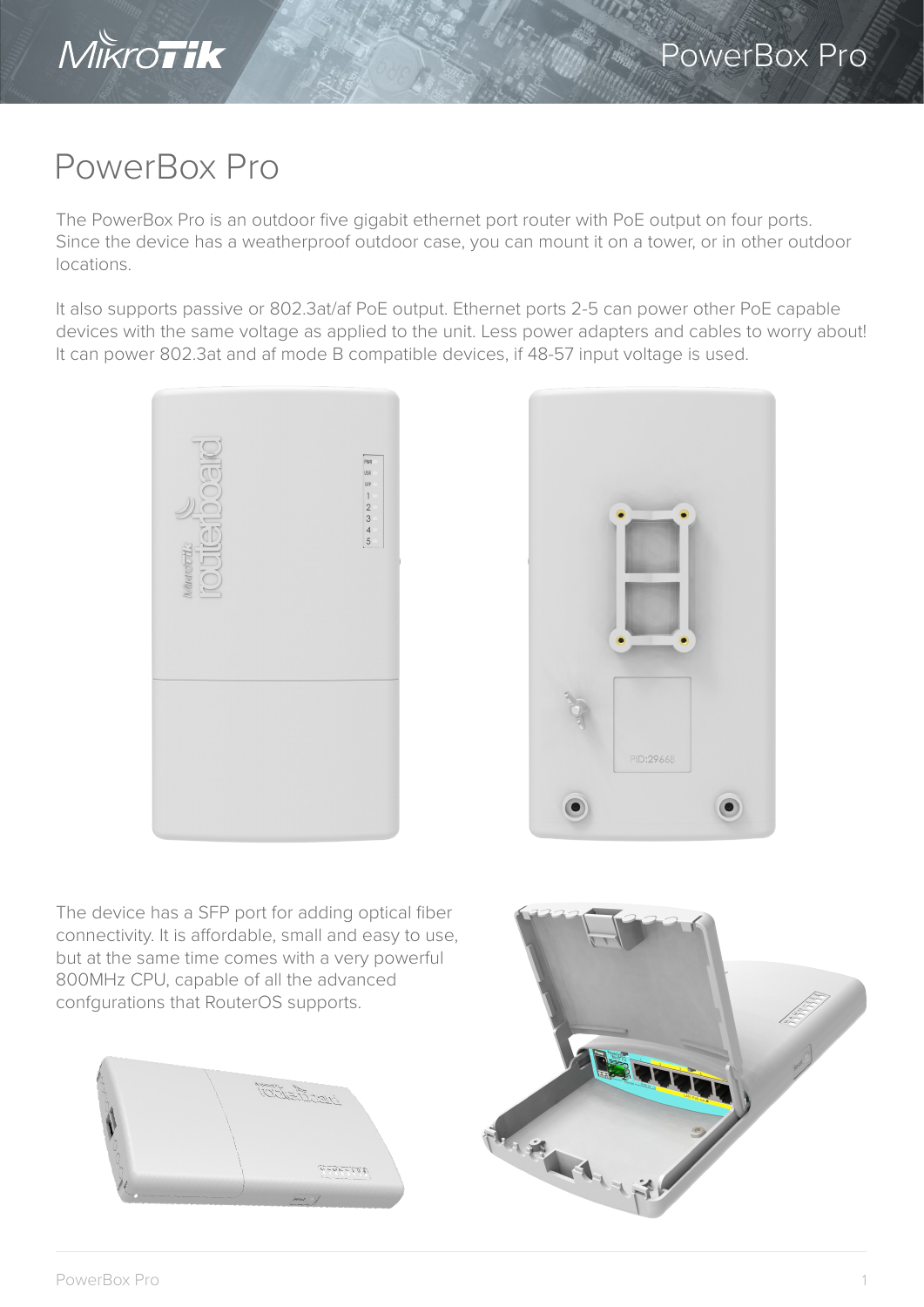# PowerBox Pro

The PowerBox Pro is an outdoor five gigabit ethernet port router with PoE output on four ports. Since the device has a weatherproof outdoor case, you can mount it on a tower, or in other outdoor locations.

It also supports passive or 802.3at/af PoE output. Ethernet ports 2-5 can power other PoE capable devices with the same voltage as applied to the unit. Less power adapters and cables to worry about! It can power 802.3at and af mode B compatible devices, if 48-57 input voltage is used.

The device has a SFP port for adding optical fiber connectivity. It is affordable, small and easy to use, but at the same time comes with a very powerful 800MHz CPU, capable of all the advanced confgurations that RouterOS supports.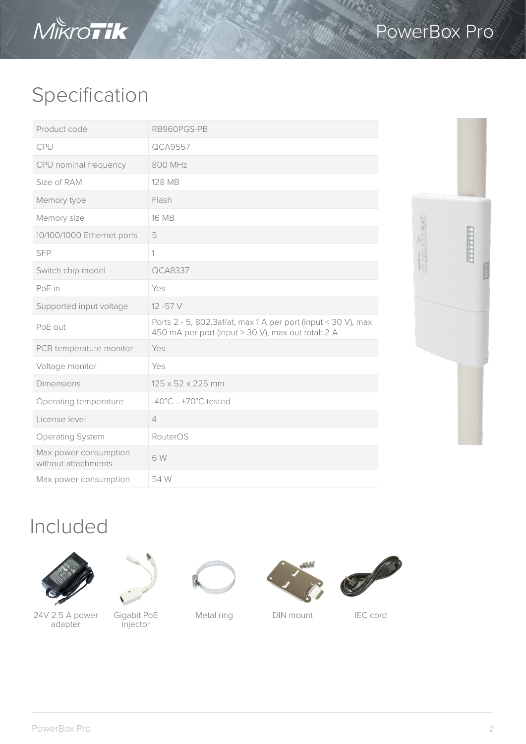## Specification

| | |
|---|---|
| Product code | RB960PGS-PB |
| CPU | QCA9557 |
| CPU nominal frequency | 800 MHz |
| Size of RAM | 128 MB |
| Memory type | Flash |
| Memory size | 16 MB |
| 10/100/1000 Ethernet ports | 5 |
| SFP | 1 |
| Switch chip model | QCA8337 |
| PoE in | Yes |
| Supported input voltage | 12 -57 V |
| PoE out | Ports 2 - 5, 802.3af/at, max 1 A per port (input < 30 V), max 450 mA per port (input > 30 V), max out total: 2 A |
| PCB temperature monitor | Yes |
| Voltage monitor | Yes |
| Dimensions | 125 x 52 x 225 mm |
| Operating temperature | -40°C .. +70°C tested |
| License level | 4 |
| Operating System | RouterOS |
| Max power consumption without attachments | 6 W |
| Max power consumption | 54 W |

## Included

24V 2.5 A power adapter

Gigabit PoE injector

Metal ring

DIN mount

IEC cord